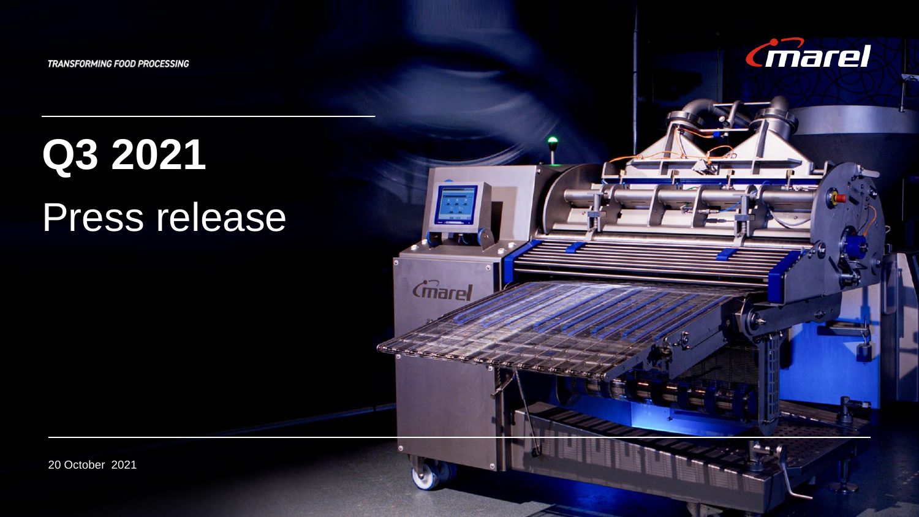TRANSFORMING FOOD PROCESSING

# Q3 2021

## Press release

20 October 2021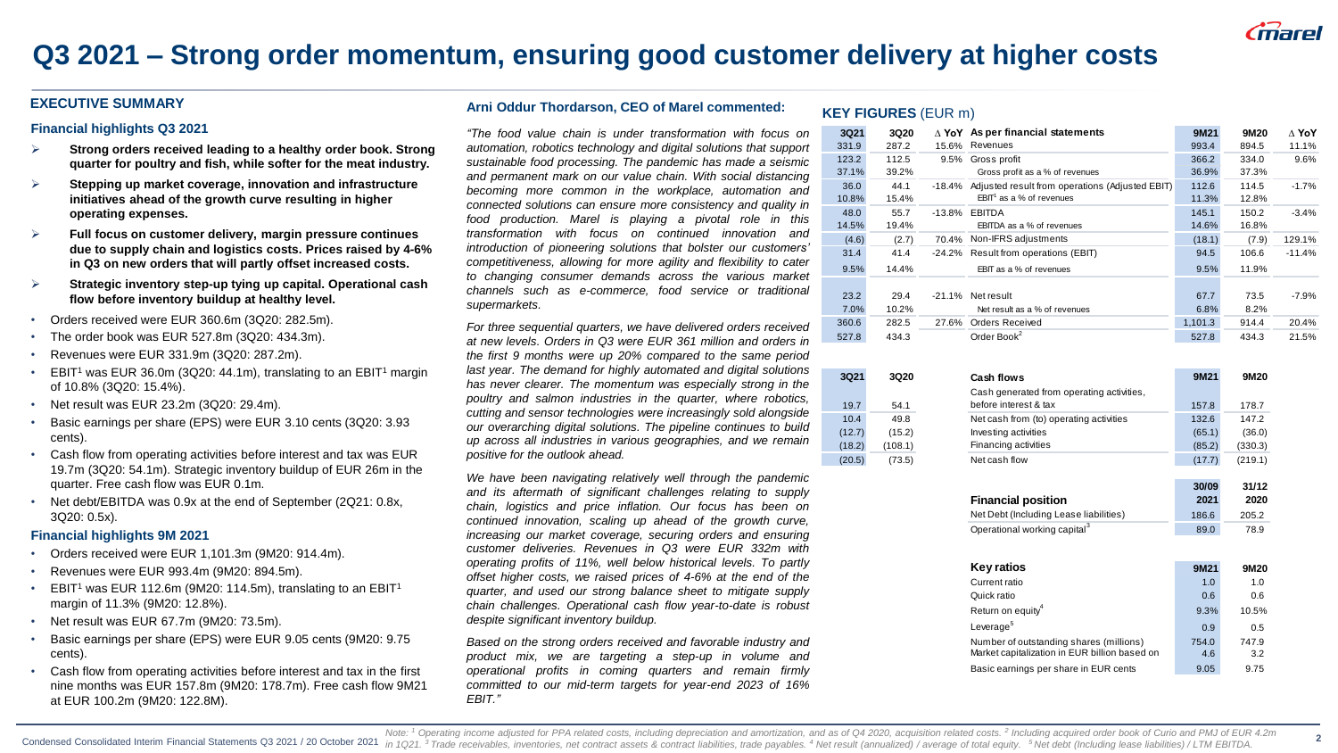# Q3 2021 – Strong order momentum, ensuring good customer delivery at higher costs

## EXECUTIVE SUMMARY

### Financial highlights Q3 2021

- **Strong orders received leading to a healthy order book. Strong quarter for poultry and fish, while softer for the meat industry.**
- **Stepping up market coverage, innovation and infrastructure initiatives ahead of the growth curve resulting in higher operating expenses.**
- **Full focus on customer delivery, margin pressure continues due to supply chain and logistics costs. Prices raised by 4-6% in Q3 on new orders that will partly offset increased costs.**
- **Strategic inventory step-up tying up capital. Operational cash flow before inventory buildup at healthy level.**

- Orders received were EUR 360.6m (3Q20: 282.5m).
- The order book was EUR 527.8m (3Q20: 434.3m).
- Revenues were EUR 331.9m (3Q20: 287.2m).
- EBIT[1] was EUR 36.0m (3Q20: 44.1m), translating to an EBIT[1] margin of 10.8% (3Q20: 15.4%).
- Net result was EUR 23.2m (3Q20: 29.4m).
- Basic earnings per share (EPS) were EUR 3.10 cents (3Q20: 3.93 cents).
- Cash flow from operating activities before interest and tax was EUR 19.7m (3Q20: 54.1m). Strategic inventory buildup of EUR 26m in the quarter. Free cash flow was EUR 0.1m.
- Net debt/EBITDA was 0.9x at the end of September (2Q21: 0.8x, 3Q20: 0.5x).

### Financial highlights 9M 2021

- Orders received were EUR 1,101.3m (9M20: 914.4m).
- Revenues were EUR 993.4m (9M20: 894.5m).
- EBIT[1] was EUR 112.6m (9M20: 114.5m), translating to an EBIT[1] margin of 11.3% (9M20: 12.8%).
- Net result was EUR 67.7m (9M20: 73.5m).
- Basic earnings per share (EPS) were EUR 9.05 cents (9M20: 9.75 cents).
- Cash flow from operating activities before interest and tax in the first nine months was EUR 157.8m (9M20: 178.7m). Free cash flow 9M21 at EUR 100.2m (9M20: 122.8M).

## Arni Oddur Thordarson, CEO of Marel commented:

*"The food value chain is under transformation with focus on automation, robotics technology and digital solutions that support sustainable food processing. The pandemic has made a seismic and permanent mark on our value chain. With social distancing becoming more common in the workplace, automation and connected solutions can ensure more consistency and quality in food production. Marel is playing a pivotal role in this transformation with focus on continued innovation and introduction of pioneering solutions that bolster our customers' competitiveness, allowing for more agility and flexibility to cater to changing consumer demands across the various market channels such as e-commerce, food service or traditional supermarkets.*

*For three sequential quarters, we have delivered orders received at new levels. Orders in Q3 were EUR 361 million and orders in the first 9 months were up 20% compared to the same period last year. The demand for highly automated and digital solutions has never clearer. The momentum was especially strong in the poultry and salmon industries in the quarter, where robotics, cutting and sensor technologies were increasingly sold alongside our overarching digital solutions. The pipeline continues to build up across all industries in various geographies, and we remain positive for the outlook ahead.*

*We have been navigating relatively well through the pandemic and its aftermath of significant challenges relating to supply chain, logistics and price inflation. Our focus has been on continued innovation, scaling up ahead of the growth curve, increasing our market coverage, securing orders and ensuring customer deliveries. Revenues in Q3 were EUR 332m with operating profits of 11%, well below historical levels. To partly offset higher costs, we raised prices of 4-6% at the end of the quarter, and used our strong balance sheet to mitigate supply chain challenges. Operational cash flow year-to-date is robust despite significant inventory buildup.*

*Based on the strong orders received and favorable industry and product mix, we are targeting a step-up in volume and operational profits in coming quarters and remain firmly committed to our mid-term targets for year-end 2023 of 16% EBIT."*

## KEY FIGURES (EUR m)

| 3Q21 | 3Q20 | Δ YoY | As per financial statements | 9M21 | 9M20 | Δ YoY |
|---|---|---|---|---|---|---|
| 331.9 | 287.2 | 15.6% | Revenues | 993.4 | 894.5 | 11.1% |
| 123.2 | 112.5 | 9.5% | Gross profit | 366.2 | 334.0 | 9.6% |
| 37.1% | 39.2% | | Gross profit as a % of revenues | 36.9% | 37.3% | |
| 36.0 | 44.1 | -18.4% | Adjusted result from operations (Adjusted EBIT) | 112.6 | 114.5 | -1.7% |
| 10.8% | 15.4% | | EBIT[1] as a % of revenues | 11.3% | 12.8% | |
| 48.0 | 55.7 | -13.8% | EBITDA | 145.1 | 150.2 | -3.4% |
| 14.5% | 19.4% | | EBITDA as a % of revenues | 14.6% | 16.8% | |
| (4.6) | (2.7) | 70.4% | Non-IFRS adjustments | (18.1) | (7.9) | 129.1% |
| 31.4 | 41.4 | -24.2% | Result from operations (EBIT) | 94.5 | 106.6 | -11.4% |
| 9.5% | 14.4% | | EBIT as a % of revenues | 9.5% | 11.9% | |
| 23.2 | 29.4 | -21.1% | Net result | 67.7 | 73.5 | -7.9% |
| 7.0% | 10.2% | | Net result as a % of revenues | 6.8% | 8.2% | |
| 360.6 | 282.5 | 27.6% | Orders Received | 1,101.3 | 914.4 | 20.4% |
| 527.8 | 434.3 | | Order Book[2] | 527.8 | 434.3 | 21.5% |

| 3Q21 | 3Q20 | Cash flows | 9M21 | 9M20 |
|---|---|---|---|---|
| 19.7 | 54.1 | Cash generated from operating activities, before interest & tax | 157.8 | 178.7 |
| 10.4 | 49.8 | Net cash from (to) operating activities | 132.6 | 147.2 |
| (12.7) | (15.2) | Investing activities | (65.1) | (36.0) |
| (18.2) | (108.1) | Financing activities | (85.2) | (330.3) |
| (20.5) | (73.5) | Net cash flow | (17.7) | (219.1) |

| Financial position | 30/09 2021 | 31/12 2020 |
|---|---|---|
| Net Debt (Including Lease liabilities) | 186.6 | 205.2 |
| Operational working capital[3] | 89.0 | 78.9 |

| Key ratios | 9M21 | 9M20 |
|---|---|---|
| Current ratio | 1.0 | 1.0 |
| Quick ratio | 0.6 | 0.6 |
| Return on equity[4] | 9.3% | 10.5% |
| Leverage[5] | 0.9 | 0.5 |
| Number of outstanding shares (millions) | 754.0 | 747.9 |
| Market capitalization in EUR billion based on | 4.6 | 3.2 |
| Basic earnings per share in EUR cents | 9.05 | 9.75 |

Note: [1] Operating income adjusted for PPA related costs, including depreciation and amortization, and as of Q4 2020, acquisition related costs. [2] Including acquired order book of Curio and PMJ of EUR 4.2m in 1Q21. [3] Trade receivables, inventories, net contract assets & contract liabilities, trade payables. [4] Net result (annualized) / average of total equity. [5] Net debt (Including lease liabilities) / LTM EBITDA.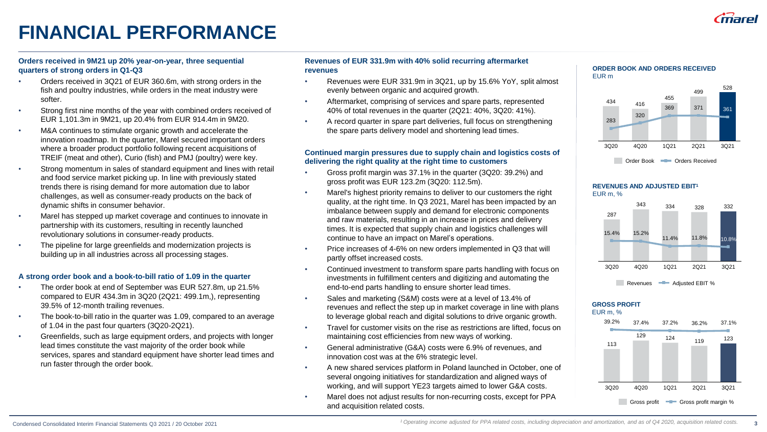# FINANCIAL PERFORMANCE

### Orders received in 9M21 up 20% year-on-year, three sequential quarters of strong orders in Q1-Q3

- Orders received in 3Q21 of EUR 360.6m, with strong orders in the fish and poultry industries, while orders in the meat industry were softer.
- Strong first nine months of the year with combined orders received of EUR 1,101.3m in 9M21, up 20.4% from EUR 914.4m in 9M20.
- M&A continues to stimulate organic growth and accelerate the innovation roadmap. In the quarter, Marel secured important orders where a broader product portfolio following recent acquisitions of TREIF (meat and other), Curio (fish) and PMJ (poultry) were key.
- Strong momentum in sales of standard equipment and lines with retail and food service market picking up. In line with previously stated trends there is rising demand for more automation due to labor challenges, as well as consumer-ready products on the back of dynamic shifts in consumer behavior.
- Marel has stepped up market coverage and continues to innovate in partnership with its customers, resulting in recently launched revolutionary solutions in consumer-ready products.
- The pipeline for large greenfields and modernization projects is building up in all industries across all processing stages.

### A strong order book and a book-to-bill ratio of 1.09 in the quarter

- The order book at end of September was EUR 527.8m, up 21.5% compared to EUR 434.3m in 3Q20 (2Q21: 499.1m,), representing 39.5% of 12-month trailing revenues.
- The book-to-bill ratio in the quarter was 1.09, compared to an average of 1.04 in the past four quarters (3Q20-2Q21).
- Greenfields, such as large equipment orders, and projects with longer lead times constitute the vast majority of the order book while services, spares and standard equipment have shorter lead times and run faster through the order book.

### Revenues of EUR 331.9m with 40% solid recurring aftermarket revenues

- Revenues were EUR 331.9m in 3Q21, up by 15.6% YoY, split almost evenly between organic and acquired growth.
- Aftermarket, comprising of services and spare parts, represented 40% of total revenues in the quarter (2Q21: 40%, 3Q20: 41%).
- A record quarter in spare part deliveries, full focus on strengthening the spare parts delivery model and shortening lead times.

### Continued margin pressures due to supply chain and logistics costs of delivering the right quality at the right time to customers

- Gross profit margin was 37.1% in the quarter (3Q20: 39.2%) and gross profit was EUR 123.2m (3Q20: 112.5m).
- Marel's highest priority remains to deliver to our customers the right quality, at the right time. In Q3 2021, Marel has been impacted by an imbalance between supply and demand for electronic components and raw materials, resulting in an increase in prices and delivery times. It is expected that supply chain and logistics challenges will continue to have an impact on Marel's operations.
- Price increases of 4-6% on new orders implemented in Q3 that will partly offset increased costs.
- Continued investment to transform spare parts handling with focus on investments in fulfillment centers and digitizing and automating the end-to-end parts handling to ensure shorter lead times.
- Sales and marketing (S&M) costs were at a level of 13.4% of revenues and reflect the step up in market coverage in line with plans to leverage global reach and digital solutions to drive organic growth.
- Travel for customer visits on the rise as restrictions are lifted, focus on maintaining cost efficiencies from new ways of working.
- General administrative (G&A) costs were 6.9% of revenues, and innovation cost was at the 6% strategic level.
- A new shared services platform in Poland launched in October, one of several ongoing initiatives for standardization and aligned ways of working, and will support YE23 targets aimed to lower G&A costs.
- Marel does not adjust results for non-recurring costs, except for PPA and acquisition related costs.

**ORDER BOOK AND ORDERS RECEIVED**
EUR m

| | 3Q20 | 4Q20 | 1Q21 | 2Q21 | 3Q21 |
|---|---|---|---|---|---|
| Order Book | 434 | 416 | 455 | 499 | 528 |
| Orders Received | 283 | 320 | 369 | 371 | 361 |

**REVENUES AND ADJUSTED EBIT[1]**
EUR m, %

| | 3Q20 | 4Q20 | 1Q21 | 2Q21 | 3Q21 |
|---|---|---|---|---|---|
| Revenues | 287 | 343 | 334 | 328 | 332 |
| Adjusted EBIT % | 15.4% | 15.2% | 11.4% | 11.8% | 10.8% |

**GROSS PROFIT**
EUR m, %

| | 3Q20 | 4Q20 | 1Q21 | 2Q21 | 3Q21 |
|---|---|---|---|---|---|
| Gross profit | 113 | 129 | 124 | 119 | 123 |
| Gross profit margin % | 39.2% | 37.4% | 37.2% | 36.2% | 37.1% |

*[1] Operating income adjusted for PPA related costs, including depreciation and amortization, and as of Q4 2020, acquisition related costs.*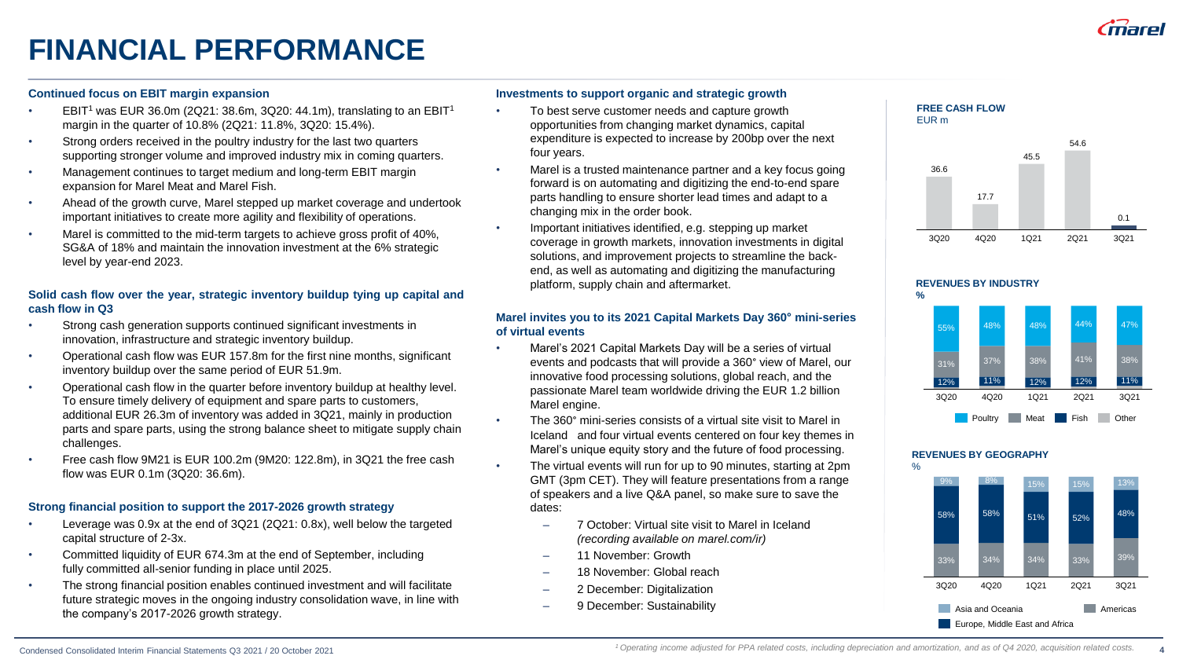# FINANCIAL PERFORMANCE

### Continued focus on EBIT margin expansion

- EBIT[1] was EUR 36.0m (2Q21: 38.6m, 3Q20: 44.1m), translating to an EBIT[1] margin in the quarter of 10.8% (2Q21: 11.8%, 3Q20: 15.4%).
- Strong orders received in the poultry industry for the last two quarters supporting stronger volume and improved industry mix in coming quarters.
- Management continues to target medium and long-term EBIT margin expansion for Marel Meat and Marel Fish.
- Ahead of the growth curve, Marel stepped up market coverage and undertook important initiatives to create more agility and flexibility of operations.
- Marel is committed to the mid-term targets to achieve gross profit of 40%, SG&A of 18% and maintain the innovation investment at the 6% strategic level by year-end 2023.

### Solid cash flow over the year, strategic inventory buildup tying up capital and cash flow in Q3

- Strong cash generation supports continued significant investments in innovation, infrastructure and strategic inventory buildup.
- Operational cash flow was EUR 157.8m for the first nine months, significant inventory buildup over the same period of EUR 51.9m.
- Operational cash flow in the quarter before inventory buildup at healthy level. To ensure timely delivery of equipment and spare parts to customers, additional EUR 26.3m of inventory was added in 3Q21, mainly in production parts and spare parts, using the strong balance sheet to mitigate supply chain challenges.
- Free cash flow 9M21 is EUR 100.2m (9M20: 122.8m), in 3Q21 the free cash flow was EUR 0.1m (3Q20: 36.6m).

### Strong financial position to support the 2017-2026 growth strategy

- Leverage was 0.9x at the end of 3Q21 (2Q21: 0.8x), well below the targeted capital structure of 2-3x.
- Committed liquidity of EUR 674.3m at the end of September, including fully committed all-senior funding in place until 2025.
- The strong financial position enables continued investment and will facilitate future strategic moves in the ongoing industry consolidation wave, in line with the company's 2017-2026 growth strategy.

### Investments to support organic and strategic growth

- To best serve customer needs and capture growth opportunities from changing market dynamics, capital expenditure is expected to increase by 200bp over the next four years.
- Marel is a trusted maintenance partner and a key focus going forward is on automating and digitizing the end-to-end spare parts handling to ensure shorter lead times and adapt to a changing mix in the order book.
- Important initiatives identified, e.g. stepping up market coverage in growth markets, innovation investments in digital solutions, and improvement projects to streamline the back-end, as well as automating and digitizing the manufacturing platform, supply chain and aftermarket.

### Marel invites you to its 2021 Capital Markets Day 360° mini-series of virtual events

- Marel's 2021 Capital Markets Day will be a series of virtual events and podcasts that will provide a 360° view of Marel, our innovative food processing solutions, global reach, and the passionate Marel team worldwide driving the EUR 1.2 billion Marel engine.
- The 360° mini-series consists of a virtual site visit to Marel in Iceland and four virtual events centered on four key themes in Marel's unique equity story and the future of food processing.
- The virtual events will run for up to 90 minutes, starting at 2pm GMT (3pm CET). They will feature presentations from a range of speakers and a live Q&A panel, so make sure to save the dates:
  - 7 October: Virtual site visit to Marel in Iceland *(recording available on marel.com/ir)*
  - 11 November: Growth
  - 18 November: Global reach
  - 2 December: Digitalization
  - 9 December: Sustainability

**FREE CASH FLOW**
EUR m

| | 3Q20 | 4Q20 | 1Q21 | 2Q21 | 3Q21 |
|---|---|---|---|---|---|
| Free cash flow | 36.6 | 17.7 | 45.5 | 54.6 | 0.1 |

**REVENUES BY INDUSTRY**
%

| | 3Q20 | 4Q20 | 1Q21 | 2Q21 | 3Q21 |
|---|---|---|---|---|---|
| Poultry | 55% | 48% | 48% | 44% | 47% |
| Meat | 31% | 37% | 38% | 41% | 38% |
| Fish | 12% | 11% | 12% | 12% | 11% |

**REVENUES BY GEOGRAPHY**
%

| | 3Q20 | 4Q20 | 1Q21 | 2Q21 | 3Q21 |
|---|---|---|---|---|---|
| Asia and Oceania | 9% | 8% | 15% | 15% | 13% |
| Europe, Middle East and Africa | 58% | 58% | 51% | 52% | 48% |
| Americas | 33% | 34% | 34% | 33% | 39% |

[1] Operating income adjusted for PPA related costs, including depreciation and amortization, and as of Q4 2020, acquisition related costs.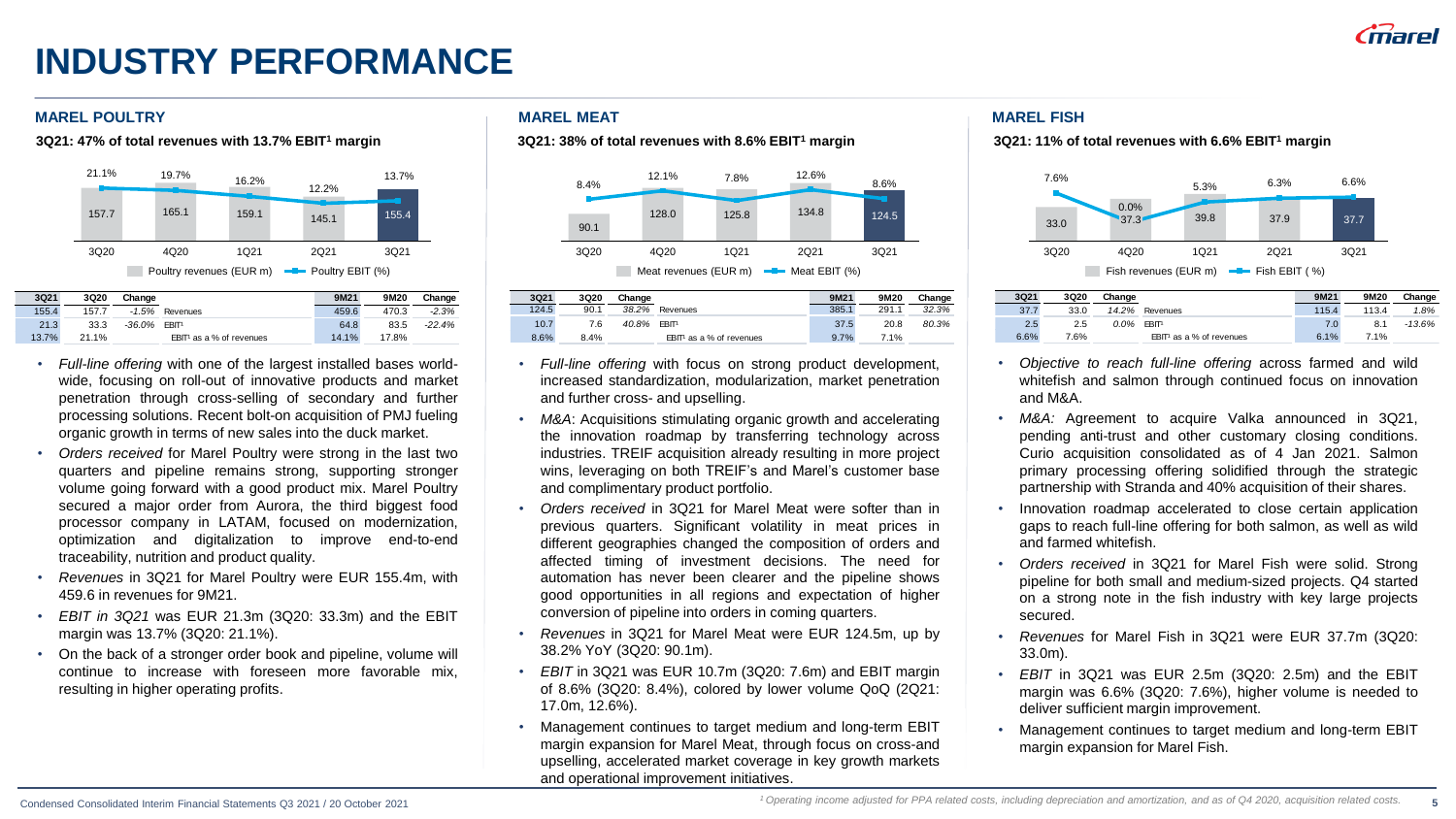# INDUSTRY PERFORMANCE

## MAREL POULTRY

**3Q21: 47% of total revenues with 13.7% EBIT[1] margin**

| | 3Q20 | 4Q20 | 1Q21 | 2Q21 | 3Q21 |
|---|---|---|---|---|---|
| Poultry revenues (EUR m) | 157.7 | 165.1 | 159.1 | 145.1 | 155.4 |
| Poultry EBIT (%) | 21.1% | 19.7% | 16.2% | 12.2% | 13.7% |

| 3Q21 | 3Q20 | Change | | 9M21 | 9M20 | Change |
|---|---|---|---|---|---|---|
| 155.4 | 157.7 | -1.5% | Revenues | 459.6 | 470.3 | -2.3% |
| 21.3 | 33.3 | -36.0% | EBIT[1] | 64.8 | 83.5 | -22.4% |
| 13.7% | 21.1% | | EBIT[1] as a % of revenues | 14.1% | 17.8% | |

- *Full-line offering* with one of the largest installed bases worldwide, focusing on roll-out of innovative products and market penetration through cross-selling of secondary and further processing solutions. Recent bolt-on acquisition of PMJ fueling organic growth in terms of new sales into the duck market.
- *Orders received* for Marel Poultry were strong in the last two quarters and pipeline remains strong, supporting stronger volume going forward with a good product mix. Marel Poultry secured a major order from Aurora, the third biggest food processor company in LATAM, focused on modernization, optimization and digitalization to improve end-to-end traceability, nutrition and product quality.
- *Revenues* in 3Q21 for Marel Poultry were EUR 155.4m, with 459.6 in revenues for 9M21.
- *EBIT in 3Q21* was EUR 21.3m (3Q20: 33.3m) and the EBIT margin was 13.7% (3Q20: 21.1%).
- On the back of a stronger order book and pipeline, volume will continue to increase with foreseen more favorable mix, resulting in higher operating profits.

## MAREL MEAT

**3Q21: 38% of total revenues with 8.6% EBIT[1] margin**

| | 3Q20 | 4Q20 | 1Q21 | 2Q21 | 3Q21 |
|---|---|---|---|---|---|
| Meat revenues (EUR m) | 90.1 | 128.0 | 125.8 | 134.8 | 124.5 |
| Meat EBIT (%) | 8.4% | 12.1% | 7.8% | 12.6% | 8.6% |

| 3Q21 | 3Q20 | Change | | 9M21 | 9M20 | Change |
|---|---|---|---|---|---|---|
| 124.5 | 90.1 | 38.2% | Revenues | 385.1 | 291.1 | 32.3% |
| 10.7 | 7.6 | 40.8% | EBIT[1] | 37.5 | 20.8 | 80.3% |
| 8.6% | 8.4% | | EBIT[1] as a % of revenues | 9.7% | 7.1% | |

- *Full-line offering* with focus on strong product development, increased standardization, modularization, market penetration and further cross- and upselling.
- *M&A*: Acquisitions stimulating organic growth and accelerating the innovation roadmap by transferring technology across industries. TREIF acquisition already resulting in more project wins, leveraging on both TREIF's and Marel's customer base and complimentary product portfolio.
- *Orders received* in 3Q21 for Marel Meat were softer than in previous quarters. Significant volatility in meat prices in different geographies changed the composition of orders and affected timing of investment decisions. The need for automation has never been clearer and the pipeline shows good opportunities in all regions and expectation of higher conversion of pipeline into orders in coming quarters.
- *Revenues* in 3Q21 for Marel Meat were EUR 124.5m, up by 38.2% YoY (3Q20: 90.1m).
- *EBIT* in 3Q21 was EUR 10.7m (3Q20: 7.6m) and EBIT margin of 8.6% (3Q20: 8.4%), colored by lower volume QoQ (2Q21: 17.0m, 12.6%).
- Management continues to target medium and long-term EBIT margin expansion for Marel Meat, through focus on cross-and upselling, accelerated market coverage in key growth markets and operational improvement initiatives.

## MAREL FISH

**3Q21: 11% of total revenues with 6.6% EBIT[1] margin**

| | 3Q20 | 4Q20 | 1Q21 | 2Q21 | 3Q21 |
|---|---|---|---|---|---|
| Fish revenues (EUR m) | 33.0 | 37.3 | 39.8 | 37.9 | 37.7 |
| Fish EBIT ( %) | 7.6% | 0.0% | 5.3% | 6.3% | 6.6% |

| 3Q21 | 3Q20 | Change | | 9M21 | 9M20 | Change |
|---|---|---|---|---|---|---|
| 37.7 | 33.0 | 14.2% | Revenues | 115.4 | 113.4 | 1.8% |
| 2.5 | 2.5 | 0.0% | EBIT[1] | 7.0 | 8.1 | -13.6% |
| 6.6% | 7.6% | | EBIT[1] as a % of revenues | 6.1% | 7.1% | |

- *Objective to reach full-line offering* across farmed and wild whitefish and salmon through continued focus on innovation and M&A.
- *M&A:* Agreement to acquire Valka announced in 3Q21, pending anti-trust and other customary closing conditions. Curio acquisition consolidated as of 4 Jan 2021. Salmon primary processing offering solidified through the strategic partnership with Stranda and 40% acquisition of their shares.
- Innovation roadmap accelerated to close certain application gaps to reach full-line offering for both salmon, as well as wild and farmed whitefish.
- *Orders received* in 3Q21 for Marel Fish were solid. Strong pipeline for both small and medium-sized projects. Q4 started on a strong note in the fish industry with key large projects secured.
- *Revenues* for Marel Fish in 3Q21 were EUR 37.7m (3Q20: 33.0m).
- *EBIT* in 3Q21 was EUR 2.5m (3Q20: 2.5m) and the EBIT margin was 6.6% (3Q20: 7.6%), higher volume is needed to deliver sufficient margin improvement.
- Management continues to target medium and long-term EBIT margin expansion for Marel Fish.

*[1] Operating income adjusted for PPA related costs, including depreciation and amortization, and as of Q4 2020, acquisition related costs.*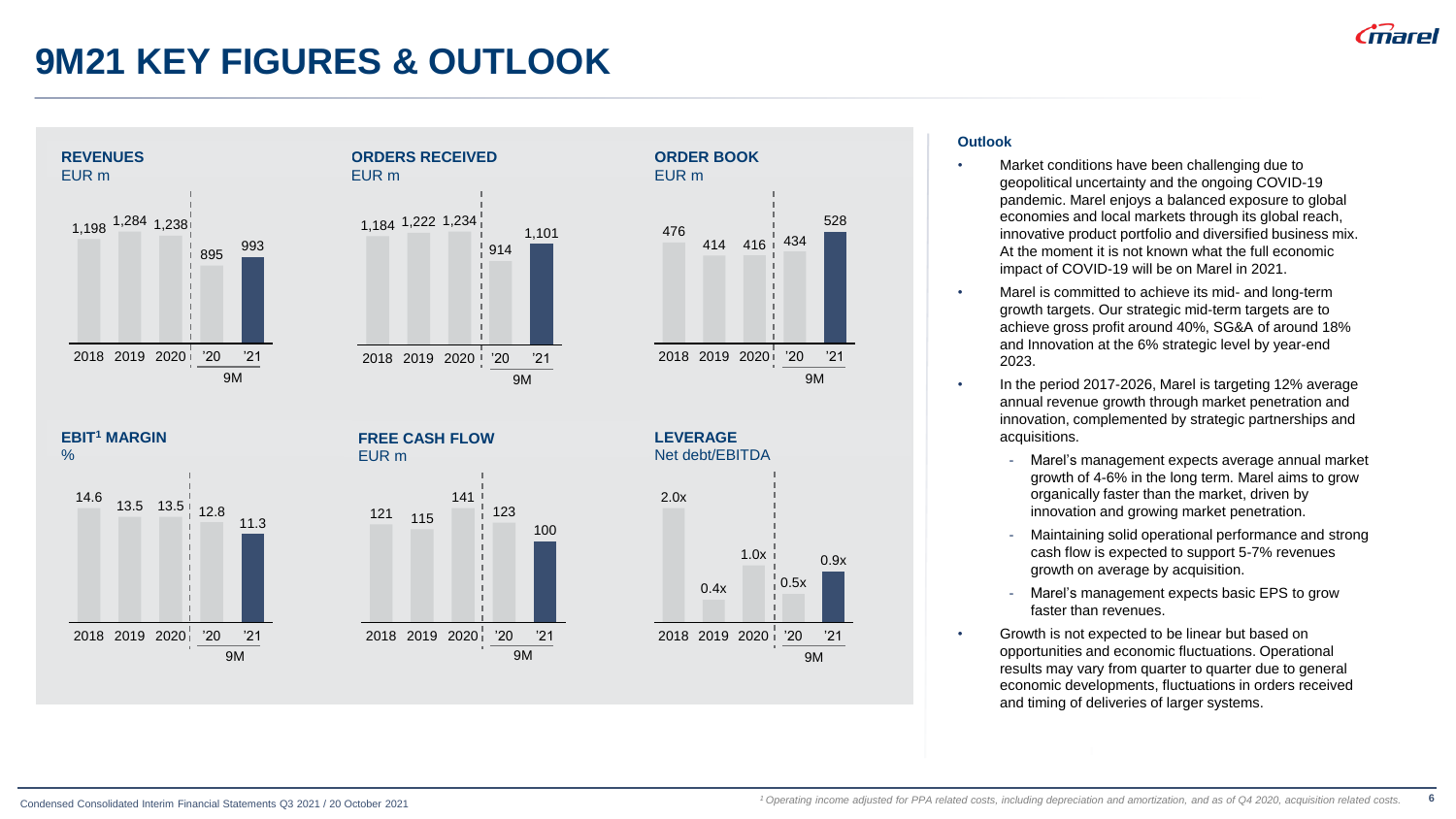# 9M21 KEY FIGURES & OUTLOOK

### REVENUES
EUR m

| 2018 | 2019 | 2020 | 9M '20 | 9M '21 |
|---|---|---|---|---|
| 1,198 | 1,284 | 1,238 | 895 | 993 |

### ORDERS RECEIVED
EUR m

| 2018 | 2019 | 2020 | 9M '20 | 9M '21 |
|---|---|---|---|---|
| 1,184 | 1,222 | 1,234 | 914 | 1,101 |

### ORDER BOOK
EUR m

| 2018 | 2019 | 2020 | 9M '20 | 9M '21 |
|---|---|---|---|---|
| 476 | 414 | 416 | 434 | 528 |

### EBIT[1] MARGIN
%

| 2018 | 2019 | 2020 | 9M '20 | 9M '21 |
|---|---|---|---|---|
| 14.6 | 13.5 | 13.5 | 12.8 | 11.3 |

### FREE CASH FLOW
EUR m

| 2018 | 2019 | 2020 | 9M '20 | 9M '21 |
|---|---|---|---|---|
| 121 | 115 | 141 | 123 | 100 |

### LEVERAGE
Net debt/EBITDA

| 2018 | 2019 | 2020 | 9M '20 | 9M '21 |
|---|---|---|---|---|
| 2.0x | 0.4x | 1.0x | 0.5x | 0.9x |

### Outlook

- Market conditions have been challenging due to geopolitical uncertainty and the ongoing COVID-19 pandemic. Marel enjoys a balanced exposure to global economies and local markets through its global reach, innovative product portfolio and diversified business mix. At the moment it is not known what the full economic impact of COVID-19 will be on Marel in 2021.
- Marel is committed to achieve its mid- and long-term growth targets. Our strategic mid-term targets are to achieve gross profit around 40%, SG&A of around 18% and Innovation at the 6% strategic level by year-end 2023.
- In the period 2017-2026, Marel is targeting 12% average annual revenue growth through market penetration and innovation, complemented by strategic partnerships and acquisitions.
  - Marel's management expects average annual market growth of 4-6% in the long term. Marel aims to grow organically faster than the market, driven by innovation and growing market penetration.
  - Maintaining solid operational performance and strong cash flow is expected to support 5-7% revenues growth on average by acquisition.
  - Marel's management expects basic EPS to grow faster than revenues.
- Growth is not expected to be linear but based on opportunities and economic fluctuations. Operational results may vary from quarter to quarter due to general economic developments, fluctuations in orders received and timing of deliveries of larger systems.

[1] *Operating income adjusted for PPA related costs, including depreciation and amortization, and as of Q4 2020, acquisition related costs.*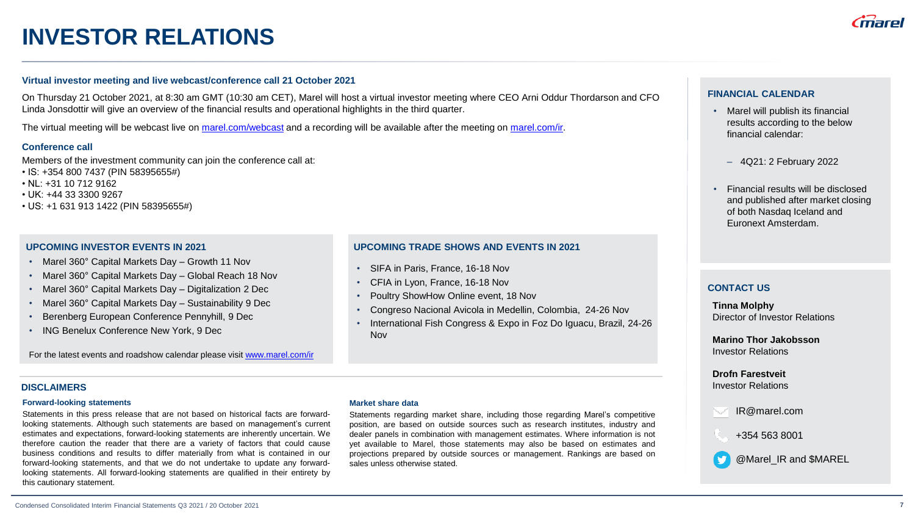# INVESTOR RELATIONS

**Virtual investor meeting and live webcast/conference call 21 October 2021**

On Thursday 21 October 2021, at 8:30 am GMT (10:30 am CET), Marel will host a virtual investor meeting where CEO Arni Oddur Thordarson and CFO Linda Jonsdottir will give an overview of the financial results and operational highlights in the third quarter.

The virtual meeting will be webcast live on marel.com/webcast and a recording will be available after the meeting on marel.com/ir.

**Conference call**

Members of the investment community can join the conference call at:

- IS: +354 800 7437 (PIN 58395655#)
- NL: +31 10 712 9162
- UK: +44 33 3300 9267
- US: +1 631 913 1422 (PIN 58395655#)

## UPCOMING INVESTOR EVENTS IN 2021

- Marel 360° Capital Markets Day – Growth 11 Nov
- Marel 360° Capital Markets Day – Global Reach 18 Nov
- Marel 360° Capital Markets Day – Digitalization 2 Dec
- Marel 360° Capital Markets Day – Sustainability 9 Dec
- Berenberg European Conference Pennyhill, 9 Dec
- ING Benelux Conference New York, 9 Dec

For the latest events and roadshow calendar please visit www.marel.com/ir

## UPCOMING TRADE SHOWS AND EVENTS IN 2021

- SIFA in Paris, France, 16-18 Nov
- CFIA in Lyon, France, 16-18 Nov
- Poultry ShowHow Online event, 18 Nov
- Congreso Nacional Avicola in Medellin, Colombia, 24-26 Nov
- International Fish Congress & Expo in Foz Do Iguacu, Brazil, 24-26 Nov

## DISCLAIMERS

**Forward-looking statements**

Statements in this press release that are not based on historical facts are forward-looking statements. Although such statements are based on management's current estimates and expectations, forward-looking statements are inherently uncertain. We therefore caution the reader that there are a variety of factors that could cause business conditions and results to differ materially from what is contained in our forward-looking statements, and that we do not undertake to update any forward-looking statements. All forward-looking statements are qualified in their entirety by this cautionary statement.

**Market share data**

Statements regarding market share, including those regarding Marel's competitive position, are based on outside sources such as research institutes, industry and dealer panels in combination with management estimates. Where information is not yet available to Marel, those statements may also be based on estimates and projections prepared by outside sources or management. Rankings are based on sales unless otherwise stated.

## FINANCIAL CALENDAR

- Marel will publish its financial results according to the below financial calendar:
  - 4Q21: 2 February 2022
- Financial results will be disclosed and published after market closing of both Nasdaq Iceland and Euronext Amsterdam.

## CONTACT US

**Tinna Molphy**
Director of Investor Relations

**Marino Thor Jakobsson**
Investor Relations

**Drofn Farestveit**
Investor Relations

IR@marel.com

+354 563 8001

@Marel_IR and $MAREL